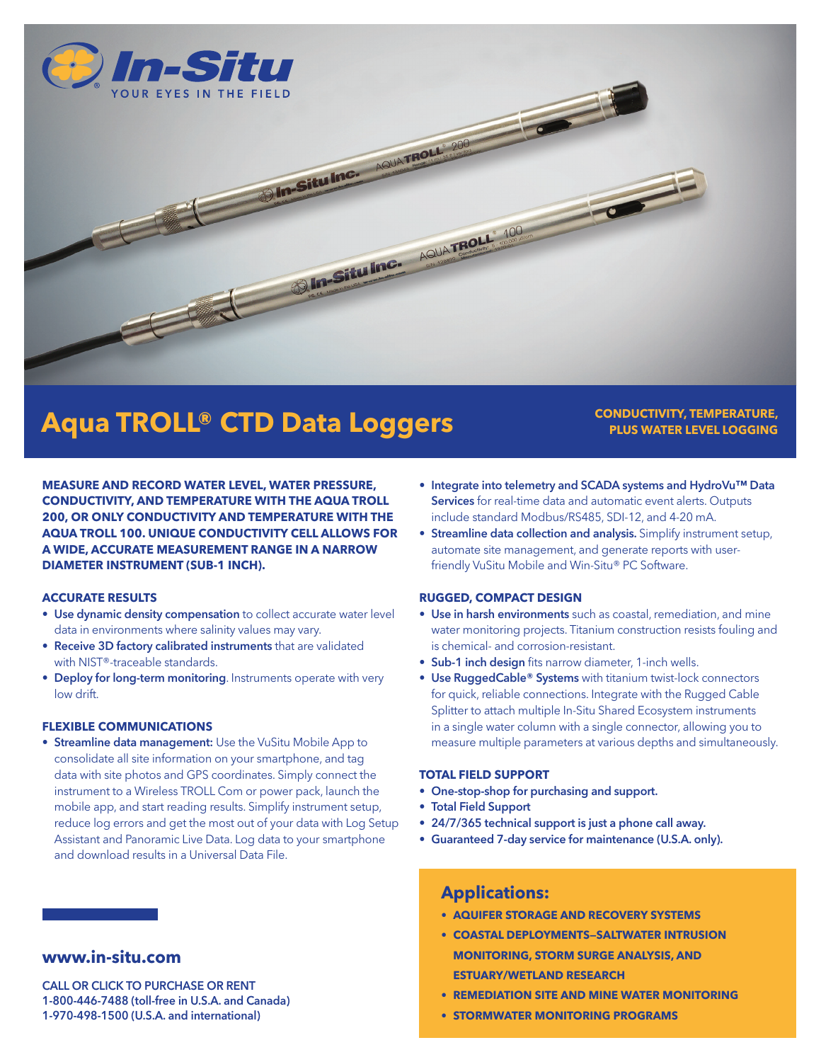# Aqua TROLL® CTD Data Loggers

**CONDUCTIVITY, TEMPERATURE, PLUS WATER LEVEL LOGGING**

**MEASURE AND RECORD WATER LEVEL, WATER PRESSURE, CONDUCTIVITY, AND TEMPERATURE WITH THE AQUA TROLL 200, OR ONLY CONDUCTIVITY AND TEMPERATURE WITH THE AQUA TROLL 100. UNIQUE CONDUCTIVITY CELL ALLOWS FOR A WIDE, ACCURATE MEASUREMENT RANGE IN A NARROW DIAMETER INSTRUMENT (SUB-1 INCH).**

### ACCURATE RESULTS

- **Use dynamic density compensation** to collect accurate water level data in environments where salinity values may vary.
- **Receive 3D factory calibrated instruments** that are validated with NIST®-traceable standards.
- **Deploy for long-term monitoring**. Instruments operate with very low drift.

### FLEXIBLE COMMUNICATIONS

- **Streamline data management:** Use the VuSitu Mobile App to consolidate all site information on your smartphone, and tag data with site photos and GPS coordinates. Simply connect the instrument to a Wireless TROLL Com or power pack, launch the mobile app, and start reading results. Simplify instrument setup, reduce log errors and get the most out of your data with Log Setup Assistant and Panoramic Live Data. Log data to your smartphone and download results in a Universal Data File.
- **Integrate into telemetry and SCADA systems and HydroVu™ Data Services** for real-time data and automatic event alerts. Outputs include standard Modbus/RS485, SDI-12, and 4-20 mA.
- **Streamline data collection and analysis.** Simplify instrument setup, automate site management, and generate reports with user-friendly VuSitu Mobile and Win-Situ® PC Software.

### RUGGED, COMPACT DESIGN

- **Use in harsh environments** such as coastal, remediation, and mine water monitoring projects. Titanium construction resists fouling and is chemical- and corrosion-resistant.
- **Sub-1 inch design** fits narrow diameter, 1-inch wells.
- **Use RuggedCable® Systems** with titanium twist-lock connectors for quick, reliable connections. Integrate with the Rugged Cable Splitter to attach multiple In-Situ Shared Ecosystem instruments in a single water column with a single connector, allowing you to measure multiple parameters at various depths and simultaneously.

### TOTAL FIELD SUPPORT

- **One-stop-shop for purchasing and support.**
- **Total Field Support**
- **24/7/365 technical support is just a phone call away.**
- **Guaranteed 7-day service for maintenance (U.S.A. only).**

## Applications:

- **AQUIFER STORAGE AND RECOVERY SYSTEMS**
- **COASTAL DEPLOYMENTS—SALTWATER INTRUSION MONITORING, STORM SURGE ANALYSIS, AND ESTUARY/WETLAND RESEARCH**
- **REMEDIATION SITE AND MINE WATER MONITORING**
- **STORMWATER MONITORING PROGRAMS**

**www.in-situ.com**

CALL OR CLICK TO PURCHASE OR RENT
1-800-446-7488 (toll-free in U.S.A. and Canada)
1-970-498-1500 (U.S.A. and international)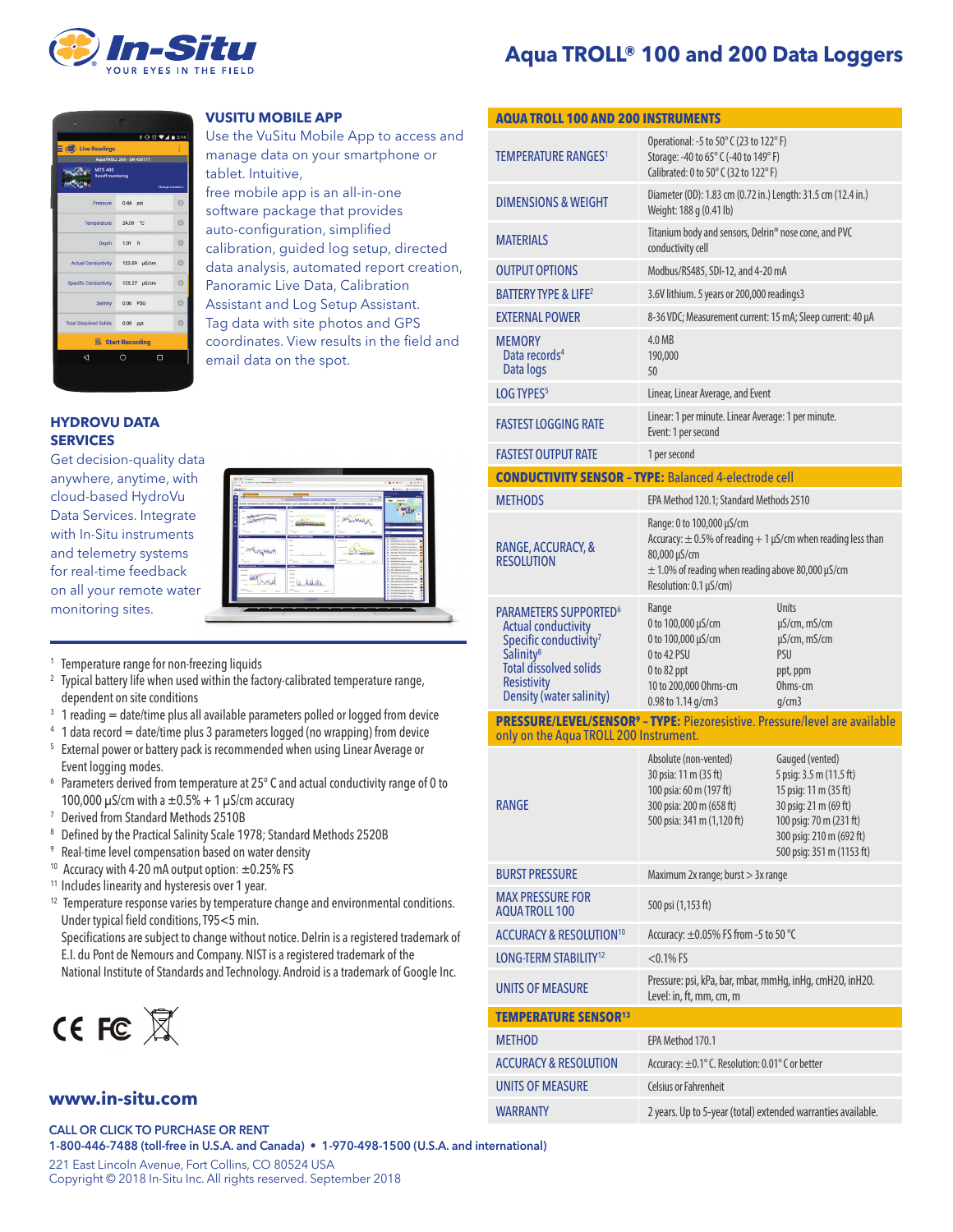# Aqua TROLL® 100 and 200 Data Loggers

### VUSITU MOBILE APP

Use the VuSitu Mobile App to access and manage data on your smartphone or tablet. Intuitive, free mobile app is an all-in-one software package that provides auto-configuration, simplified calibration, guided log setup, directed data analysis, automated report creation, Panoramic Live Data, Calibration Assistant and Log Setup Assistant. Tag data with site photos and GPS coordinates. View results in the field and email data on the spot.

### HYDROVU DATA SERVICES

Get decision-quality data anywhere, anytime, with cloud-based HydroVu Data Services. Integrate with In-Situ instruments and telemetry systems for real-time feedback on all your remote water monitoring sites.

| AQUA TROLL 100 AND 200 INSTRUMENTS | | |
|---|---|---|
| TEMPERATURE RANGES[1] | Operational: -5 to 50° C (23 to 122° F)<br>Storage: -40 to 65° C (-40 to 149° F)<br>Calibrated: 0 to 50° C (32 to 122° F) | |
| DIMENSIONS & WEIGHT | Diameter (OD): 1.83 cm (0.72 in.) Length: 31.5 cm (12.4 in.)<br>Weight: 188 g (0.41 lb) | |
| MATERIALS | Titanium body and sensors, Delrin® nose cone, and PVC conductivity cell | |
| OUTPUT OPTIONS | Modbus/RS485, SDI-12, and 4-20 mA | |
| BATTERY TYPE & LIFE[2] | 3.6V lithium. 5 years or 200,000 readings3 | |
| EXTERNAL POWER | 8-36 VDC; Measurement current: 15 mA; Sleep current: 40 µA | |
| MEMORY<br>Data records[4]<br>Data logs | 4.0 MB<br>190,000<br>50 | |
| LOG TYPES[5] | Linear, Linear Average, and Event | |
| FASTEST LOGGING RATE | Linear: 1 per minute. Linear Average: 1 per minute.<br>Event: 1 per second | |
| FASTEST OUTPUT RATE | 1 per second | |
| **CONDUCTIVITY SENSOR - TYPE:** Balanced 4-electrode cell | | |
| METHODS | EPA Method 120.1; Standard Methods 2510 | |
| RANGE, ACCURACY, & RESOLUTION | Range: 0 to 100,000 µS/cm<br>Accuracy: ± 0.5% of reading + 1 µS/cm when reading less than 80,000 µS/cm<br>± 1.0% of reading when reading above 80,000 µS/cm<br>Resolution: 0.1 µS/cm) | |
| PARAMETERS SUPPORTED[6] | Range | Units |
| Actual conductivity | 0 to 100,000 µS/cm | µS/cm, mS/cm |
| Specific conductivity[7] | 0 to 100,000 µS/cm | µS/cm, mS/cm |
| Salinity[8] | 0 to 42 PSU | PSU |
| Total dissolved solids | 0 to 82 ppt | ppt, ppm |
| Resistivity | 10 to 200,000 Ohms-cm | Ohms-cm |
| Density (water salinity) | 0.98 to 1.14 g/cm3 | g/cm3 |
| **PRESSURE/LEVEL/SENSOR[9] - TYPE:** Piezoresistive. Pressure/level are available only on the Aqua TROLL 200 Instrument. | | |
| RANGE | Absolute (non-vented)<br>30 psia: 11 m (35 ft)<br>100 psia: 60 m (197 ft)<br>300 psia: 200 m (658 ft)<br>500 psia: 341 m (1,120 ft) | Gauged (vented)<br>5 psig: 3.5 m (11.5 ft)<br>15 psig: 11 m (35 ft)<br>30 psig: 21 m (69 ft)<br>100 psig: 70 m (231 ft)<br>300 psig: 210 m (692 ft)<br>500 psig: 351 m (1153 ft) |
| BURST PRESSURE | Maximum 2x range; burst > 3x range | |
| MAX PRESSURE FOR AQUA TROLL 100 | 500 psi (1,153 ft) | |
| ACCURACY & RESOLUTION[10] | Accuracy: ±0.05% FS from -5 to 50 °C | |
| LONG-TERM STABILITY[12] | <0.1% FS | |
| UNITS OF MEASURE | Pressure: psi, kPa, bar, mbar, mmHg, inHg, cmH20, inH20.<br>Level: in, ft, mm, cm, m | |
| **TEMPERATURE SENSOR[13]** | | |
| METHOD | EPA Method 170.1 | |
| ACCURACY & RESOLUTION | Accuracy: ±0.1° C. Resolution: 0.01° C or better | |
| UNITS OF MEASURE | Celsius or Fahrenheit | |
| WARRANTY | 2 years. Up to 5-year (total) extended warranties available. | |

1. Temperature range for non-freezing liquids
2. Typical battery life when used within the factory-calibrated temperature range, dependent on site conditions
3. 1 reading = date/time plus all available parameters polled or logged from device
4. 1 data record = date/time plus 3 parameters logged (no wrapping) from device
5. External power or battery pack is recommended when using Linear Average or Event logging modes.
6. Parameters derived from temperature at 25° C and actual conductivity range of 0 to 100,000 µS/cm with a ±0.5% + 1 µS/cm accuracy
7. Derived from Standard Methods 2510B
8. Defined by the Practical Salinity Scale 1978; Standard Methods 2520B
9. Real-time level compensation based on water density
10. Accuracy with 4-20 mA output option: ±0.25% FS
11. Includes linearity and hysteresis over 1 year.
12. Temperature response varies by temperature change and environmental conditions. Under typical field conditions, T95<5 min.

Specifications are subject to change without notice. Delrin is a registered trademark of E.I. du Pont de Nemours and Company. NIST is a registered trademark of the National Institute of Standards and Technology. Android is a trademark of Google Inc.

**www.in-situ.com**

CALL OR CLICK TO PURCHASE OR RENT
**1-800-446-7488 (toll-free in U.S.A. and Canada) • 1-970-498-1500 (U.S.A. and international)**
221 East Lincoln Avenue, Fort Collins, CO 80524 USA
Copyright © 2018 In-Situ Inc. All rights reserved. September 2018